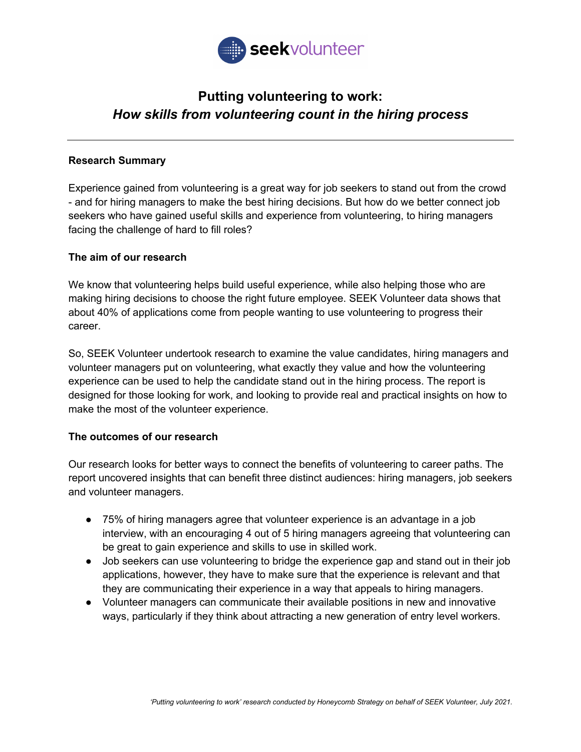seekvolunteer

# Putting volunteering to work:
## *How skills from volunteering count in the hiring process*

---

**Research Summary**

Experience gained from volunteering is a great way for job seekers to stand out from the crowd - and for hiring managers to make the best hiring decisions. But how do we better connect job seekers who have gained useful skills and experience from volunteering, to hiring managers facing the challenge of hard to fill roles?

**The aim of our research**

We know that volunteering helps build useful experience, while also helping those who are making hiring decisions to choose the right future employee. SEEK Volunteer data shows that about 40% of applications come from people wanting to use volunteering to progress their career.

So, SEEK Volunteer undertook research to examine the value candidates, hiring managers and volunteer managers put on volunteering, what exactly they value and how the volunteering experience can be used to help the candidate stand out in the hiring process. The report is designed for those looking for work, and looking to provide real and practical insights on how to make the most of the volunteer experience.

**The outcomes of our research**

Our research looks for better ways to connect the benefits of volunteering to career paths. The report uncovered insights that can benefit three distinct audiences: hiring managers, job seekers and volunteer managers.

- 75% of hiring managers agree that volunteer experience is an advantage in a job interview, with an encouraging 4 out of 5 hiring managers agreeing that volunteering can be great to gain experience and skills to use in skilled work.
- Job seekers can use volunteering to bridge the experience gap and stand out in their job applications, however, they have to make sure that the experience is relevant and that they are communicating their experience in a way that appeals to hiring managers.
- Volunteer managers can communicate their available positions in new and innovative ways, particularly if they think about attracting a new generation of entry level workers.

*'Putting volunteering to work' research conducted by Honeycomb Strategy on behalf of SEEK Volunteer, July 2021.*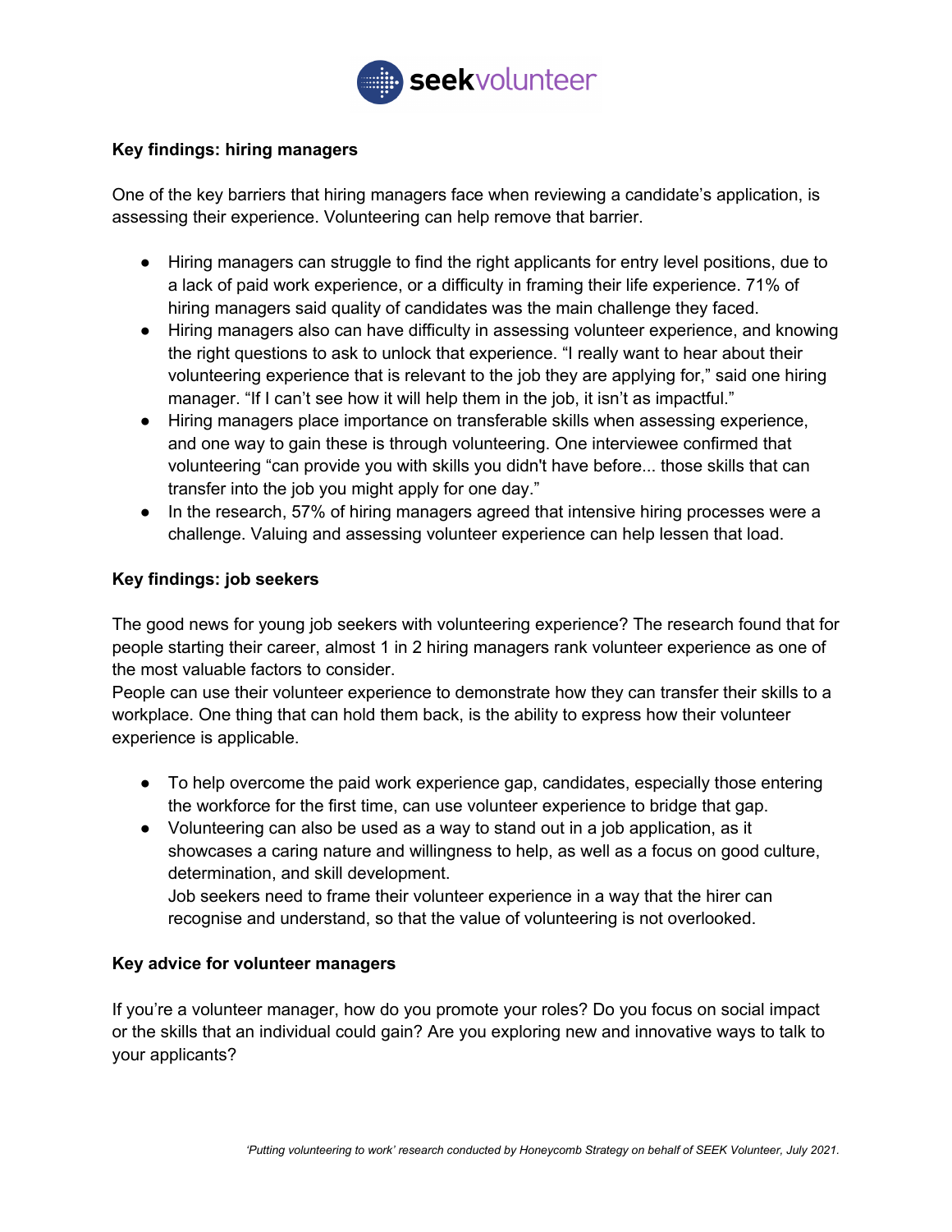**Key findings: hiring managers**

One of the key barriers that hiring managers face when reviewing a candidate's application, is assessing their experience. Volunteering can help remove that barrier.

- Hiring managers can struggle to find the right applicants for entry level positions, due to a lack of paid work experience, or a difficulty in framing their life experience. 71% of hiring managers said quality of candidates was the main challenge they faced.
- Hiring managers also can have difficulty in assessing volunteer experience, and knowing the right questions to ask to unlock that experience. "I really want to hear about their volunteering experience that is relevant to the job they are applying for," said one hiring manager. "If I can't see how it will help them in the job, it isn't as impactful."
- Hiring managers place importance on transferable skills when assessing experience, and one way to gain these is through volunteering. One interviewee confirmed that volunteering "can provide you with skills you didn't have before... those skills that can transfer into the job you might apply for one day."
- In the research, 57% of hiring managers agreed that intensive hiring processes were a challenge. Valuing and assessing volunteer experience can help lessen that load.

**Key findings: job seekers**

The good news for young job seekers with volunteering experience? The research found that for people starting their career, almost 1 in 2 hiring managers rank volunteer experience as one of the most valuable factors to consider.
People can use their volunteer experience to demonstrate how they can transfer their skills to a workplace. One thing that can hold them back, is the ability to express how their volunteer experience is applicable.

- To help overcome the paid work experience gap, candidates, especially those entering the workforce for the first time, can use volunteer experience to bridge that gap.
- Volunteering can also be used as a way to stand out in a job application, as it showcases a caring nature and willingness to help, as well as a focus on good culture, determination, and skill development.
  Job seekers need to frame their volunteer experience in a way that the hirer can recognise and understand, so that the value of volunteering is not overlooked.

**Key advice for volunteer managers**

If you're a volunteer manager, how do you promote your roles? Do you focus on social impact or the skills that an individual could gain? Are you exploring new and innovative ways to talk to your applicants?

*'Putting volunteering to work' research conducted by Honeycomb Strategy on behalf of SEEK Volunteer, July 2021.*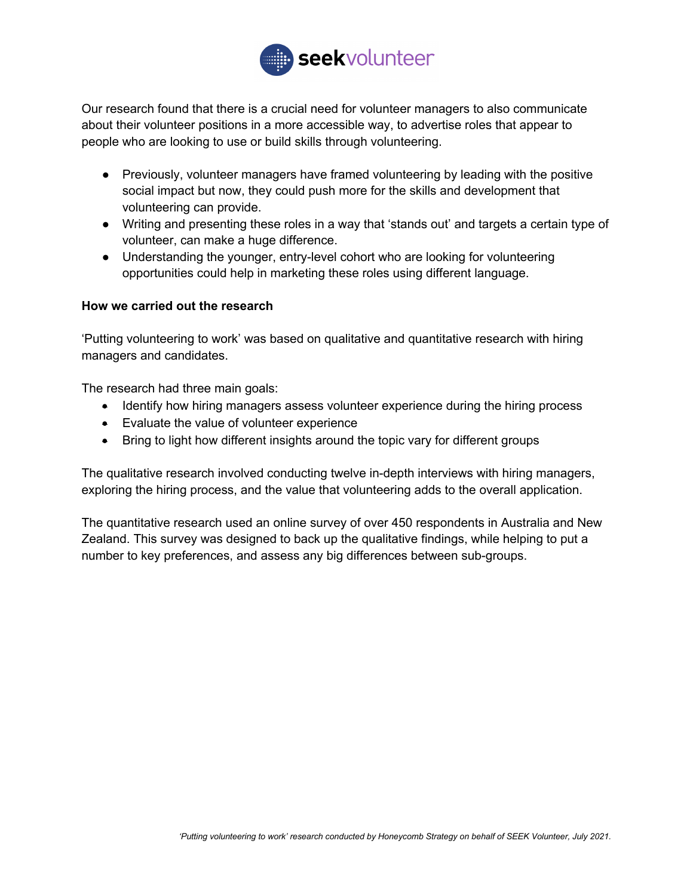Our research found that there is a crucial need for volunteer managers to also communicate about their volunteer positions in a more accessible way, to advertise roles that appear to people who are looking to use or build skills through volunteering.

- Previously, volunteer managers have framed volunteering by leading with the positive social impact but now, they could push more for the skills and development that volunteering can provide.
- Writing and presenting these roles in a way that 'stands out' and targets a certain type of volunteer, can make a huge difference.
- Understanding the younger, entry-level cohort who are looking for volunteering opportunities could help in marketing these roles using different language.

**How we carried out the research**

'Putting volunteering to work' was based on qualitative and quantitative research with hiring managers and candidates.

The research had three main goals:

- Identify how hiring managers assess volunteer experience during the hiring process
- Evaluate the value of volunteer experience
- Bring to light how different insights around the topic vary for different groups

The qualitative research involved conducting twelve in-depth interviews with hiring managers, exploring the hiring process, and the value that volunteering adds to the overall application.

The quantitative research used an online survey of over 450 respondents in Australia and New Zealand. This survey was designed to back up the qualitative findings, while helping to put a number to key preferences, and assess any big differences between sub-groups.

*'Putting volunteering to work' research conducted by Honeycomb Strategy on behalf of SEEK Volunteer, July 2021.*